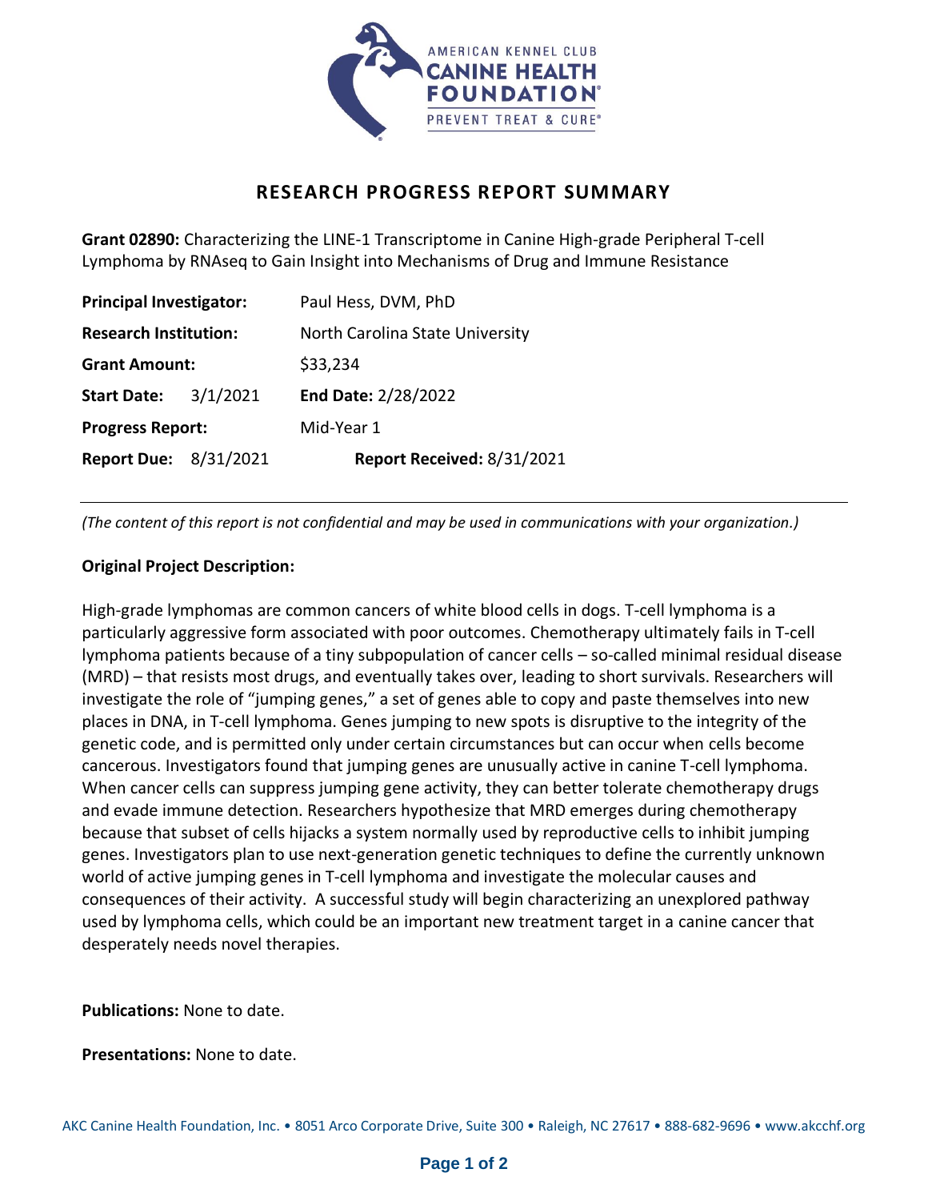# RESEARCH PROGRESS REPORT SUMMARY

**Grant 02890:** Characterizing the LINE-1 Transcriptome in Canine High-grade Peripheral T-cell Lymphoma by RNAseq to Gain Insight into Mechanisms of Drug and Immune Resistance

| | |
|---|---|
| **Principal Investigator:** | Paul Hess, DVM, PhD |
| **Research Institution:** | North Carolina State University |
| **Grant Amount:** | $33,234 |
| **Start Date:** 3/1/2021 | **End Date:** 2/28/2022 |
| **Progress Report:** | Mid-Year 1 |
| **Report Due:** 8/31/2021 | **Report Received:** 8/31/2021 |

---

*(The content of this report is not confidential and may be used in communications with your organization.)*

**Original Project Description:**

High-grade lymphomas are common cancers of white blood cells in dogs. T-cell lymphoma is a particularly aggressive form associated with poor outcomes. Chemotherapy ultimately fails in T-cell lymphoma patients because of a tiny subpopulation of cancer cells – so-called minimal residual disease (MRD) – that resists most drugs, and eventually takes over, leading to short survivals. Researchers will investigate the role of "jumping genes," a set of genes able to copy and paste themselves into new places in DNA, in T-cell lymphoma. Genes jumping to new spots is disruptive to the integrity of the genetic code, and is permitted only under certain circumstances but can occur when cells become cancerous. Investigators found that jumping genes are unusually active in canine T-cell lymphoma. When cancer cells can suppress jumping gene activity, they can better tolerate chemotherapy drugs and evade immune detection. Researchers hypothesize that MRD emerges during chemotherapy because that subset of cells hijacks a system normally used by reproductive cells to inhibit jumping genes. Investigators plan to use next-generation genetic techniques to define the currently unknown world of active jumping genes in T-cell lymphoma and investigate the molecular causes and consequences of their activity. A successful study will begin characterizing an unexplored pathway used by lymphoma cells, which could be an important new treatment target in a canine cancer that desperately needs novel therapies.

**Publications:** None to date.

**Presentations:** None to date.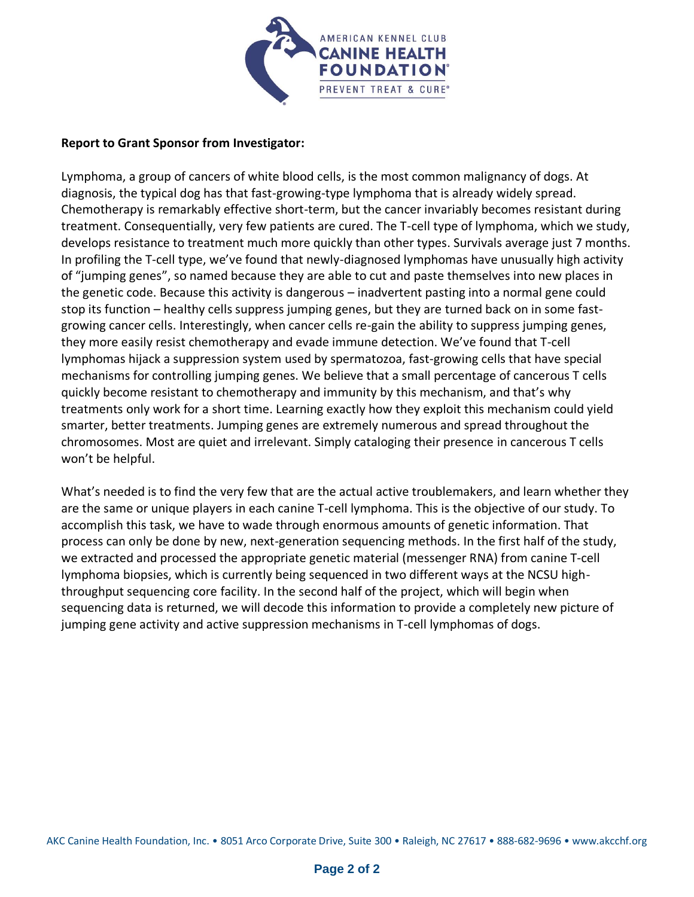**Report to Grant Sponsor from Investigator:**

Lymphoma, a group of cancers of white blood cells, is the most common malignancy of dogs. At diagnosis, the typical dog has that fast-growing-type lymphoma that is already widely spread. Chemotherapy is remarkably effective short-term, but the cancer invariably becomes resistant during treatment. Consequentially, very few patients are cured. The T-cell type of lymphoma, which we study, develops resistance to treatment much more quickly than other types. Survivals average just 7 months. In profiling the T-cell type, we've found that newly-diagnosed lymphomas have unusually high activity of "jumping genes", so named because they are able to cut and paste themselves into new places in the genetic code. Because this activity is dangerous – inadvertent pasting into a normal gene could stop its function – healthy cells suppress jumping genes, but they are turned back on in some fast-growing cancer cells. Interestingly, when cancer cells re-gain the ability to suppress jumping genes, they more easily resist chemotherapy and evade immune detection. We've found that T-cell lymphomas hijack a suppression system used by spermatozoa, fast-growing cells that have special mechanisms for controlling jumping genes. We believe that a small percentage of cancerous T cells quickly become resistant to chemotherapy and immunity by this mechanism, and that's why treatments only work for a short time. Learning exactly how they exploit this mechanism could yield smarter, better treatments. Jumping genes are extremely numerous and spread throughout the chromosomes. Most are quiet and irrelevant. Simply cataloging their presence in cancerous T cells won't be helpful.

What's needed is to find the very few that are the actual active troublemakers, and learn whether they are the same or unique players in each canine T-cell lymphoma. This is the objective of our study. To accomplish this task, we have to wade through enormous amounts of genetic information. That process can only be done by new, next-generation sequencing methods. In the first half of the study, we extracted and processed the appropriate genetic material (messenger RNA) from canine T-cell lymphoma biopsies, which is currently being sequenced in two different ways at the NCSU high-throughput sequencing core facility. In the second half of the project, which will begin when sequencing data is returned, we will decode this information to provide a completely new picture of jumping gene activity and active suppression mechanisms in T-cell lymphomas of dogs.